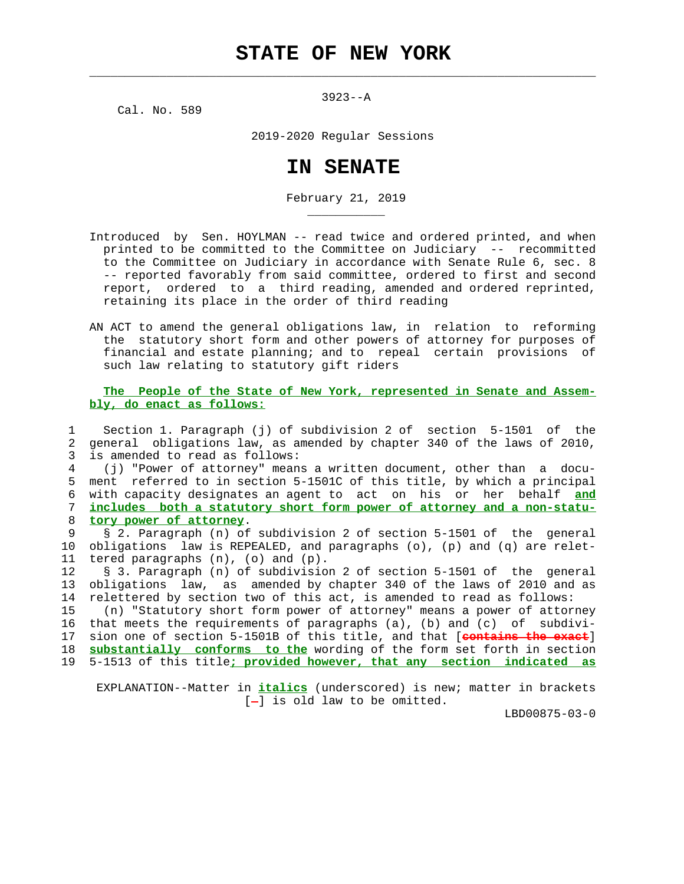# STATE OF NEW YORK

3923--A

Cal. No. 589

2019-2020 Regular Sessions

# IN SENATE

February 21, 2019

Introduced by Sen. HOYLMAN -- read twice and ordered printed, and when printed to be committed to the Committee on Judiciary -- recommitted to the Committee on Judiciary in accordance with Senate Rule 6, sec. 8 -- reported favorably from said committee, ordered to first and second report, ordered to a third reading, amended and ordered reprinted, retaining its place in the order of third reading

AN ACT to amend the general obligations law, in relation to reforming the statutory short form and other powers of attorney for purposes of financial and estate planning; and to repeal certain provisions of such law relating to statutory gift riders

***The People of the State of New York, represented in Senate and Assembly, do enact as follows:***

Section 1. Paragraph (j) of subdivision 2 of section 5-1501 of the general obligations law, as amended by chapter 340 of the laws of 2010, is amended to read as follows:

(j) "Power of attorney" means a written document, other than a document referred to in section 5-1501C of this title, by which a principal with capacity designates an agent to act on his or her behalf ***and includes both a statutory short form power of attorney and a non-statutory power of attorney***.

§ 2. Paragraph (n) of subdivision 2 of section 5-1501 of the general obligations law is REPEALED, and paragraphs (o), (p) and (q) are relettered paragraphs (n), (o) and (p).

§ 3. Paragraph (n) of subdivision 2 of section 5-1501 of the general obligations law, as amended by chapter 340 of the laws of 2010 and as relettered by section two of this act, is amended to read as follows:

(n) "Statutory short form power of attorney" means a power of attorney that meets the requirements of paragraphs (a), (b) and (c) of subdivision one of section 5-1501B of this title, and that [contains the exact] ***substantially conforms to the*** wording of the form set forth in section 5-1513 of this title***; provided however, that any section indicated as***

EXPLANATION--Matter in ***italics*** (underscored) is new; matter in brackets [-] is old law to be omitted.

LBD00875-03-0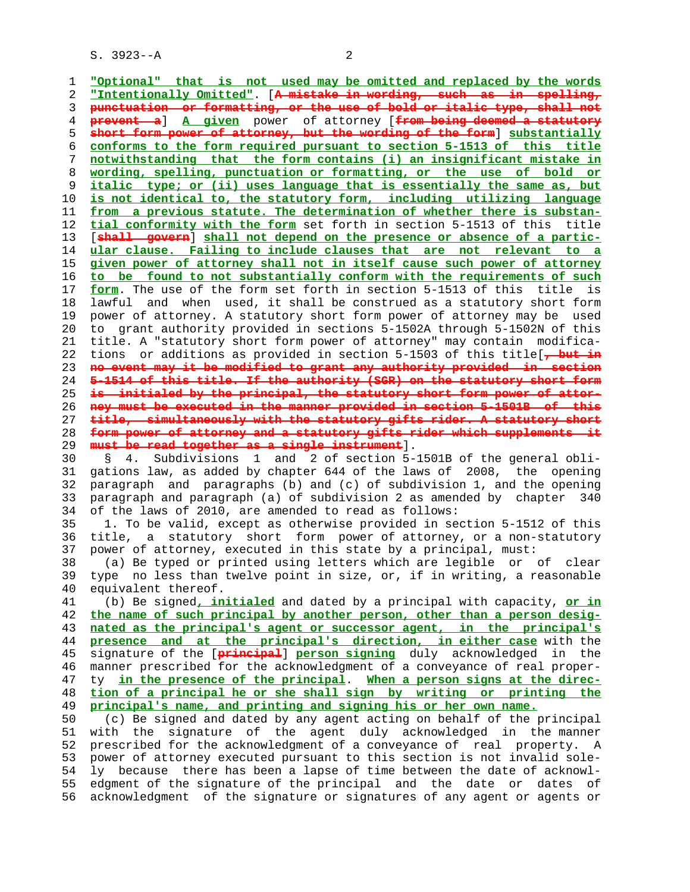"Optional" that is not used may be omitted and replaced by the words "Intentionally Omitted". [A mistake in wording, such as in spelling, punctuation or formatting, or the use of bold or italic type, shall not prevent a] A given power of attorney [from being deemed a statutory short form power of attorney, but the wording of the form] substantially conforms to the form required pursuant to section 5-1513 of this title notwithstanding that the form contains (i) an insignificant mistake in wording, spelling, punctuation or formatting, or the use of bold or italic type; or (ii) uses language that is essentially the same as, but is not identical to, the statutory form, including utilizing language from a previous statute. The determination of whether there is substantial conformity with the form set forth in section 5-1513 of this title [shall govern] shall not depend on the presence or absence of a particular clause. Failing to include clauses that are not relevant to a given power of attorney shall not in itself cause such power of attorney to be found to not substantially conform with the requirements of such form. The use of the form set forth in section 5-1513 of this title is lawful and when used, it shall be construed as a statutory short form power of attorney. A statutory short form power of attorney may be used to grant authority provided in sections 5-1502A through 5-1502N of this title. A "statutory short form power of attorney" may contain modifications or additions as provided in section 5-1503 of this title[, but in no event may it be modified to grant any authority provided in section 5-1514 of this title. If the authority (SGR) on the statutory short form is initialed by the principal, the statutory short form power of attorney must be executed in the manner provided in section 5-1501B of this title, simultaneously with the statutory gifts rider. A statutory short form power of attorney and a statutory gifts rider which supplements it must be read together as a single instrument].

§ 4. Subdivisions 1 and 2 of section 5-1501B of the general obligations law, as added by chapter 644 of the laws of 2008, the opening paragraph and paragraphs (b) and (c) of subdivision 1, and the opening paragraph and paragraph (a) of subdivision 2 as amended by chapter 340 of the laws of 2010, are amended to read as follows:

1. To be valid, except as otherwise provided in section 5-1512 of this title, a statutory short form power of attorney, or a non-statutory power of attorney, executed in this state by a principal, must:

(a) Be typed or printed using letters which are legible or of clear type no less than twelve point in size, or, if in writing, a reasonable equivalent thereof.

(b) Be signed, initialed and dated by a principal with capacity, or in the name of such principal by another person, other than a person designated as the principal's agent or successor agent, in the principal's presence and at the principal's direction, in either case with the signature of the [principal] person signing duly acknowledged in the manner prescribed for the acknowledgment of a conveyance of real property in the presence of the principal. When a person signs at the direction of a principal he or she shall sign by writing or printing the principal's name, and printing and signing his or her own name.

(c) Be signed and dated by any agent acting on behalf of the principal with the signature of the agent duly acknowledged in the manner prescribed for the acknowledgment of a conveyance of real property. A power of attorney executed pursuant to this section is not invalid solely because there has been a lapse of time between the date of acknowledgment of the signature of the principal and the date or dates of acknowledgment of the signature or signatures of any agent or agents or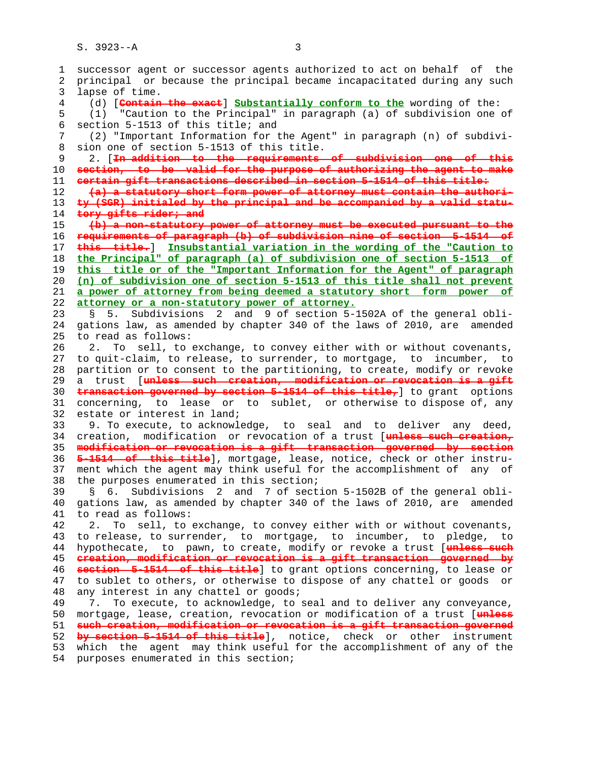successor agent or successor agents authorized to act on behalf of the principal or because the principal became incapacitated during any such lapse of time.

(d) [~~Contain the exact~~] **Substantially conform to the** wording of the:

(1) "Caution to the Principal" in paragraph (a) of subdivision one of section 5-1513 of this title; and

(2) "Important Information for the Agent" in paragraph (n) of subdivision one of section 5-1513 of this title.

2. [~~In addition to the requirements of subdivision one of this section, to be valid for the purpose of authorizing the agent to make certain gift transactions described in section 5-1514 of this title:~~

~~(a) a statutory short form power of attorney must contain the authority (SGR) initialed by the principal and be accompanied by a valid statutory gifts rider; and~~

~~(b) a non-statutory power of attorney must be executed pursuant to the requirements of paragraph (b) of subdivision nine of section 5-1514 of this title.~~] **Insubstantial variation in the wording of the "Caution to the Principal" of paragraph (a) of subdivision one of section 5-1513 of this title or of the "Important Information for the Agent" of paragraph (n) of subdivision one of section 5-1513 of this title shall not prevent a power of attorney from being deemed a statutory short form power of attorney or a non-statutory power of attorney.**

§ 5. Subdivisions 2 and 9 of section 5-1502A of the general obligations law, as amended by chapter 340 of the laws of 2010, are amended to read as follows:

2. To sell, to exchange, to convey either with or without covenants, to quit-claim, to release, to surrender, to mortgage, to incumber, to partition or to consent to the partitioning, to create, modify or revoke a trust [~~unless such creation, modification or revocation is a gift transaction governed by section 5-1514 of this title,~~] to grant options concerning, to lease or to sublet, or otherwise to dispose of, any estate or interest in land;

9. To execute, to acknowledge, to seal and to deliver any deed, creation, modification or revocation of a trust [~~unless such creation, modification or revocation is a gift transaction governed by section 5-1514 of this title~~], mortgage, lease, notice, check or other instrument which the agent may think useful for the accomplishment of any of the purposes enumerated in this section;

§ 6. Subdivisions 2 and 7 of section 5-1502B of the general obligations law, as amended by chapter 340 of the laws of 2010, are amended to read as follows:

2. To sell, to exchange, to convey either with or without covenants, to release, to surrender, to mortgage, to incumber, to pledge, to hypothecate, to pawn, to create, modify or revoke a trust [~~unless such creation, modification or revocation is a gift transaction governed by section 5-1514 of this title~~] to grant options concerning, to lease or to sublet to others, or otherwise to dispose of any chattel or goods or any interest in any chattel or goods;

7. To execute, to acknowledge, to seal and to deliver any conveyance, mortgage, lease, creation, revocation or modification of a trust [~~unless such creation, modification or revocation is a gift transaction governed by section 5-1514 of this title~~], notice, check or other instrument which the agent may think useful for the accomplishment of any of the purposes enumerated in this section;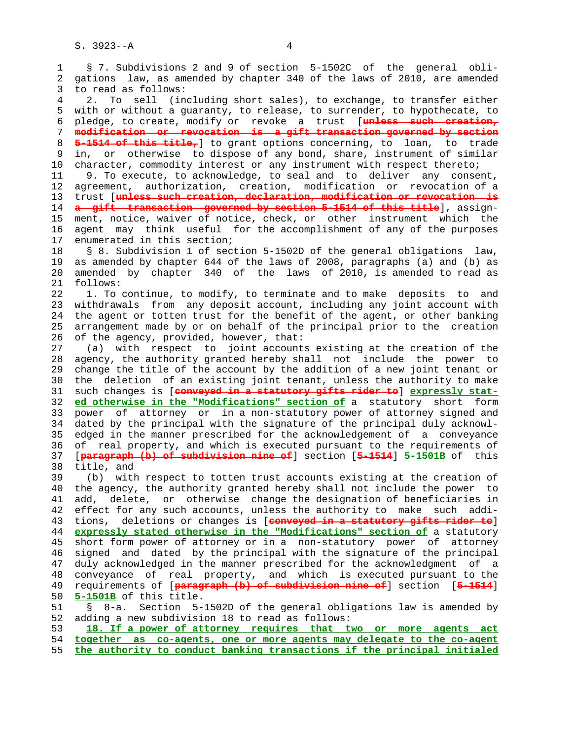§ 7. Subdivisions 2 and 9 of section 5-1502C of the general obligations law, as amended by chapter 340 of the laws of 2010, are amended to read as follows:

2. To sell (including short sales), to exchange, to transfer either with or without a guaranty, to release, to surrender, to hypothecate, to pledge, to create, modify or revoke a trust [~~unless such creation, modification or revocation is a gift transaction governed by section 5-1514 of this title,~~] to grant options concerning, to loan, to trade in, or otherwise to dispose of any bond, share, instrument of similar character, commodity interest or any instrument with respect thereto;

9. To execute, to acknowledge, to seal and to deliver any consent, agreement, authorization, creation, modification or revocation of a trust [~~unless such creation, declaration, modification or revocation is a gift transaction governed by section 5-1514 of this title~~], assignment, notice, waiver of notice, check, or other instrument which the agent may think useful for the accomplishment of any of the purposes enumerated in this section;

§ 8. Subdivision 1 of section 5-1502D of the general obligations law, as amended by chapter 644 of the laws of 2008, paragraphs (a) and (b) as amended by chapter 340 of the laws of 2010, is amended to read as follows:

1. To continue, to modify, to terminate and to make deposits to and withdrawals from any deposit account, including any joint account with the agent or totten trust for the benefit of the agent, or other banking arrangement made by or on behalf of the principal prior to the creation of the agency, provided, however, that:

(a) with respect to joint accounts existing at the creation of the agency, the authority granted hereby shall not include the power to change the title of the account by the addition of a new joint tenant or the deletion of an existing joint tenant, unless the authority to make such changes is [~~conveyed in a statutory gifts rider to~~] **expressly stated otherwise in the "Modifications" section of** a statutory short form power of attorney or in a non-statutory power of attorney signed and dated by the principal with the signature of the principal duly acknowledged in the manner prescribed for the acknowledgement of a conveyance of real property, and which is executed pursuant to the requirements of [~~paragraph (b) of subdivision nine of~~] section [~~5-1514~~] **5-1501B** of this title, and

(b) with respect to totten trust accounts existing at the creation of the agency, the authority granted hereby shall not include the power to add, delete, or otherwise change the designation of beneficiaries in effect for any such accounts, unless the authority to make such additions, deletions or changes is [~~conveyed in a statutory gifts rider to~~] **expressly stated otherwise in the "Modifications" section of** a statutory short form power of attorney or in a non-statutory power of attorney signed and dated by the principal with the signature of the principal duly acknowledged in the manner prescribed for the acknowledgment of a conveyance of real property, and which is executed pursuant to the requirements of [~~paragraph (b) of subdivision nine of~~] section [~~5-1514~~] **5-1501B** of this title.

§ 8-a. Section 5-1502D of the general obligations law is amended by adding a new subdivision 18 to read as follows:

**18. If a power of attorney requires that two or more agents act together as co-agents, one or more agents may delegate to the co-agent the authority to conduct banking transactions if the principal initialed**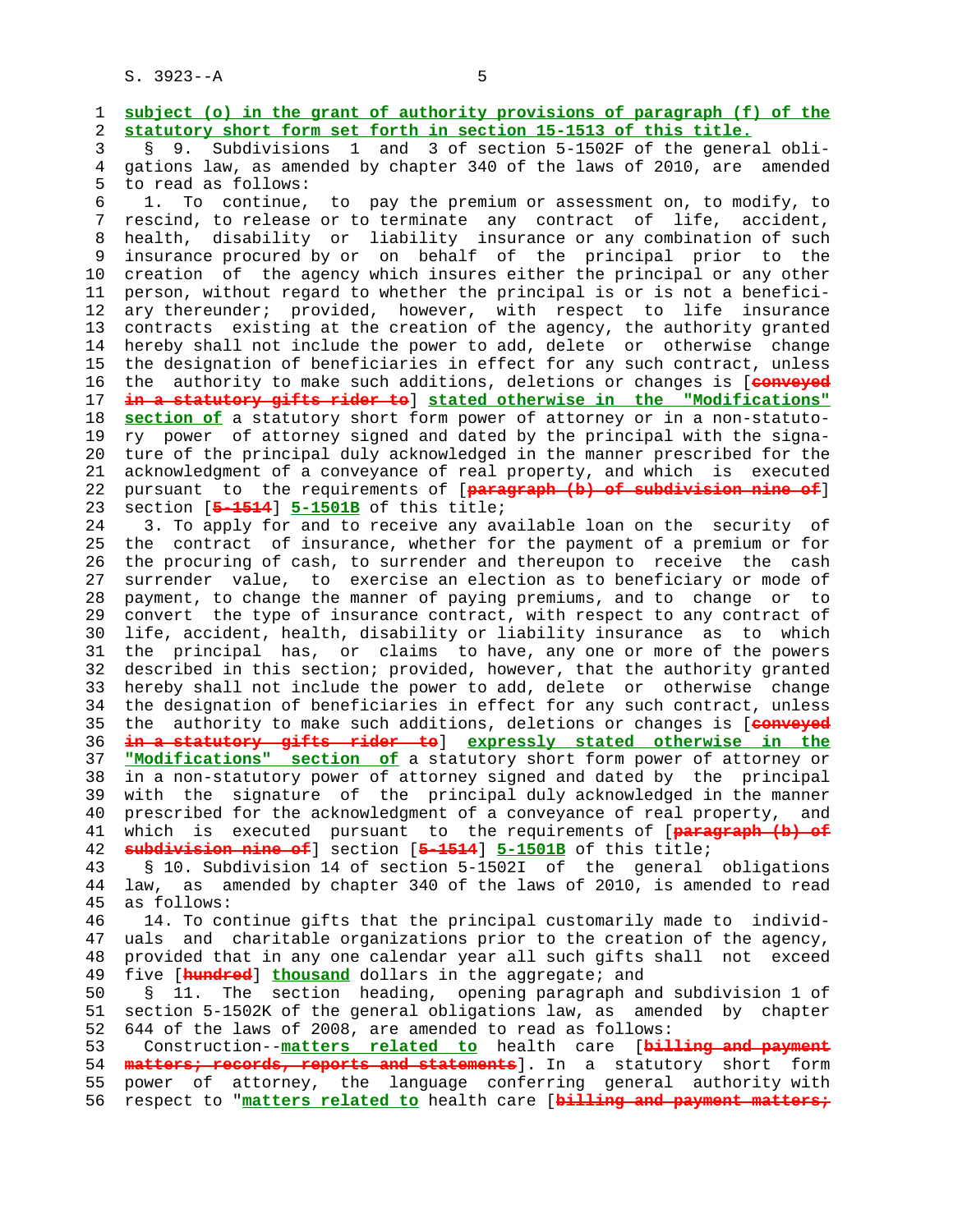**subject (o) in the grant of authority provisions of paragraph (f) of the statutory short form set forth in section 15-1513 of this title.**

§ 9. Subdivisions 1 and 3 of section 5-1502F of the general obligations law, as amended by chapter 340 of the laws of 2010, are amended to read as follows:

1. To continue, to pay the premium or assessment on, to modify, to rescind, to release or to terminate any contract of life, accident, health, disability or liability insurance or any combination of such insurance procured by or on behalf of the principal prior to the creation of the agency which insures either the principal or any other person, without regard to whether the principal is or is not a beneficiary thereunder; provided, however, with respect to life insurance contracts existing at the creation of the agency, the authority granted hereby shall not include the power to add, delete or otherwise change the designation of beneficiaries in effect for any such contract, unless the authority to make such additions, deletions or changes is [~~conveyed in a statutory gifts rider to~~] **stated otherwise in the "Modifications" section of** a statutory short form power of attorney or in a non-statutory power of attorney signed and dated by the principal with the signature of the principal duly acknowledged in the manner prescribed for the acknowledgment of a conveyance of real property, and which is executed pursuant to the requirements of [~~paragraph (b) of subdivision nine of~~] section [~~5-1514~~] **5-1501B** of this title;

3. To apply for and to receive any available loan on the security of the contract of insurance, whether for the payment of a premium or for the procuring of cash, to surrender and thereupon to receive the cash surrender value, to exercise an election as to beneficiary or mode of payment, to change the manner of paying premiums, and to change or to convert the type of insurance contract, with respect to any contract of life, accident, health, disability or liability insurance as to which the principal has, or claims to have, any one or more of the powers described in this section; provided, however, that the authority granted hereby shall not include the power to add, delete or otherwise change the designation of beneficiaries in effect for any such contract, unless the authority to make such additions, deletions or changes is [~~conveyed in a statutory gifts rider to~~] **expressly stated otherwise in the "Modifications" section of** a statutory short form power of attorney or in a non-statutory power of attorney signed and dated by the principal with the signature of the principal duly acknowledged in the manner prescribed for the acknowledgment of a conveyance of real property, and which is executed pursuant to the requirements of [~~paragraph (b) of subdivision nine of~~] section [~~5-1514~~] **5-1501B** of this title;

§ 10. Subdivision 14 of section 5-1502I of the general obligations law, as amended by chapter 340 of the laws of 2010, is amended to read as follows:

14. To continue gifts that the principal customarily made to individuals and charitable organizations prior to the creation of the agency, provided that in any one calendar year all such gifts shall not exceed five [~~hundred~~] **thousand** dollars in the aggregate; and

§ 11. The section heading, opening paragraph and subdivision 1 of section 5-1502K of the general obligations law, as amended by chapter 644 of the laws of 2008, are amended to read as follows:

Construction--**matters related to** health care [~~billing and payment matters; records, reports and statements~~]. In a statutory short form power of attorney, the language conferring general authority with respect to "**matters related to** health care [~~billing and payment matters;~~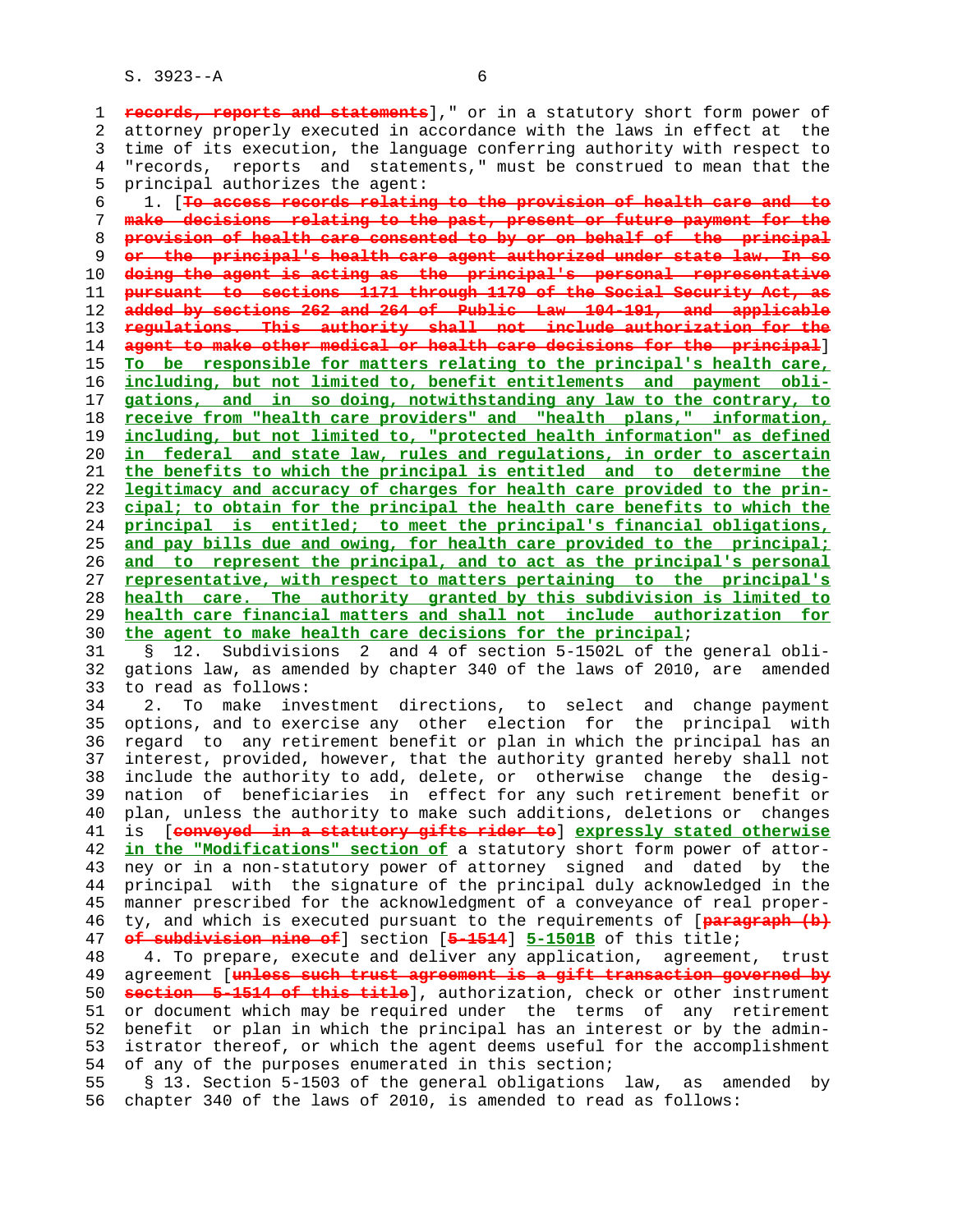records, reports and statements]," or in a statutory short form power of attorney properly executed in accordance with the laws in effect at the time of its execution, the language conferring authority with respect to "records, reports and statements," must be construed to mean that the principal authorizes the agent:

1. [To access records relating to the provision of health care and to make decisions relating to the past, present or future payment for the provision of health care consented to by or on behalf of the principal or the principal's health care agent authorized under state law. In so doing the agent is acting as the principal's personal representative pursuant to sections 1171 through 1179 of the Social Security Act, as added by sections 262 and 264 of Public Law 104-191, and applicable regulations. This authority shall not include authorization for the agent to make other medical or health care decisions for the principal] To be responsible for matters relating to the principal's health care, including, but not limited to, benefit entitlements and payment obligations, and in so doing, notwithstanding any law to the contrary, to receive from "health care providers" and "health plans," information, including, but not limited to, "protected health information" as defined in federal and state law, rules and regulations, in order to ascertain the benefits to which the principal is entitled and to determine the legitimacy and accuracy of charges for health care provided to the principal; to obtain for the principal the health care benefits to which the principal is entitled; to meet the principal's financial obligations, and pay bills due and owing, for health care provided to the principal; and to represent the principal, and to act as the principal's personal representative, with respect to matters pertaining to the principal's health care. The authority granted by this subdivision is limited to health care financial matters and shall not include authorization for the agent to make health care decisions for the principal;

§ 12. Subdivisions 2 and 4 of section 5-1502L of the general obligations law, as amended by chapter 340 of the laws of 2010, are amended to read as follows:

2. To make investment directions, to select and change payment options, and to exercise any other election for the principal with regard to any retirement benefit or plan in which the principal has an interest, provided, however, that the authority granted hereby shall not include the authority to add, delete, or otherwise change the designation of beneficiaries in effect for any such retirement benefit or plan, unless the authority to make such additions, deletions or changes is [conveyed in a statutory gifts rider to] expressly stated otherwise in the "Modifications" section of a statutory short form power of attorney or in a non-statutory power of attorney signed and dated by the principal with the signature of the principal duly acknowledged in the manner prescribed for the acknowledgment of a conveyance of real property, and which is executed pursuant to the requirements of [paragraph (b) of subdivision nine of] section [5-1514] 5-1501B of this title;

4. To prepare, execute and deliver any application, agreement, trust agreement [unless such trust agreement is a gift transaction governed by section 5-1514 of this title], authorization, check or other instrument or document which may be required under the terms of any retirement benefit or plan in which the principal has an interest or by the administrator thereof, or which the agent deems useful for the accomplishment of any of the purposes enumerated in this section;

§ 13. Section 5-1503 of the general obligations law, as amended by chapter 340 of the laws of 2010, is amended to read as follows: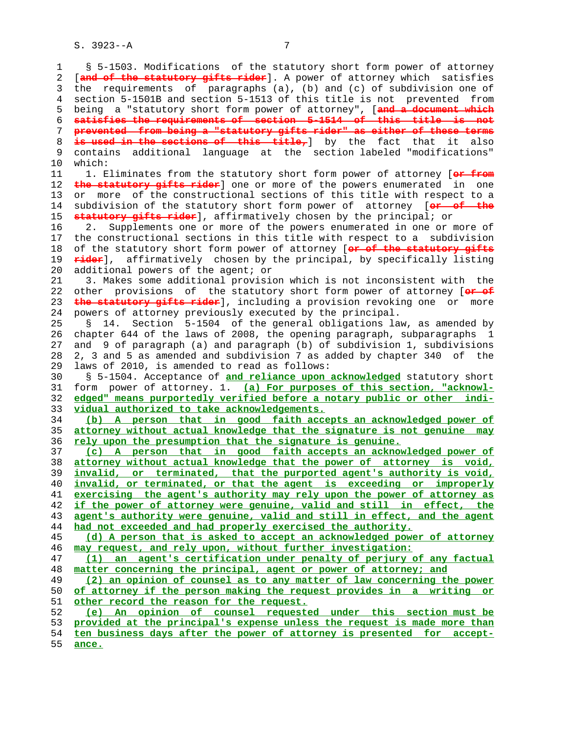§ 5-1503. Modifications of the statutory short form power of attorney [~~and of the statutory gifts rider~~]. A power of attorney which satisfies the requirements of paragraphs (a), (b) and (c) of subdivision one of section 5-1501B and section 5-1513 of this title is not prevented from being a "statutory short form power of attorney", [~~and a document which satisfies the requirements of section 5-1514 of this title is not prevented from being a "statutory gifts rider" as either of these terms is used in the sections of this title,~~] by the fact that it also contains additional language at the section labeled "modifications" which:

1. Eliminates from the statutory short form power of attorney [~~or from the statutory gifts rider~~] one or more of the powers enumerated in one or more of the constructional sections of this title with respect to a subdivision of the statutory short form power of attorney [~~or of the statutory gifts rider~~], affirmatively chosen by the principal; or

2. Supplements one or more of the powers enumerated in one or more of the constructional sections in this title with respect to a subdivision of the statutory short form power of attorney [~~or of the statutory gifts rider~~], affirmatively chosen by the principal, by specifically listing additional powers of the agent; or

3. Makes some additional provision which is not inconsistent with the other provisions of the statutory short form power of attorney [~~or of the statutory gifts rider~~], including a provision revoking one or more powers of attorney previously executed by the principal.

§ 14. Section 5-1504 of the general obligations law, as amended by chapter 644 of the laws of 2008, the opening paragraph, subparagraphs 1 and 9 of paragraph (a) and paragraph (b) of subdivision 1, subdivisions 2, 3 and 5 as amended and subdivision 7 as added by chapter 340 of the laws of 2010, is amended to read as follows:

§ 5-1504. Acceptance of <u>and reliance upon acknowledged</u> statutory short form power of attorney. 1. <u>(a) For purposes of this section, "acknowledged" means purportedly verified before a notary public or other individual authorized to take acknowledgements.</u>

<u>(b) A person that in good faith accepts an acknowledged power of attorney without actual knowledge that the signature is not genuine may rely upon the presumption that the signature is genuine.</u>

<u>(c) A person that in good faith accepts an acknowledged power of attorney without actual knowledge that the power of attorney is void, invalid, or terminated, that the purported agent's authority is void, invalid, or terminated, or that the agent is exceeding or improperly exercising the agent's authority may rely upon the power of attorney as if the power of attorney were genuine, valid and still in effect, the agent's authority were genuine, valid and still in effect, and the agent had not exceeded and had properly exercised the authority.</u>

<u>(d) A person that is asked to accept an acknowledged power of attorney may request, and rely upon, without further investigation:</u>

<u>(1) an agent's certification under penalty of perjury of any factual matter concerning the principal, agent or power of attorney; and</u>

<u>(2) an opinion of counsel as to any matter of law concerning the power of attorney if the person making the request provides in a writing or other record the reason for the request.</u>

<u>(e) An opinion of counsel requested under this section must be provided at the principal's expense unless the request is made more than ten business days after the power of attorney is presented for acceptance.</u>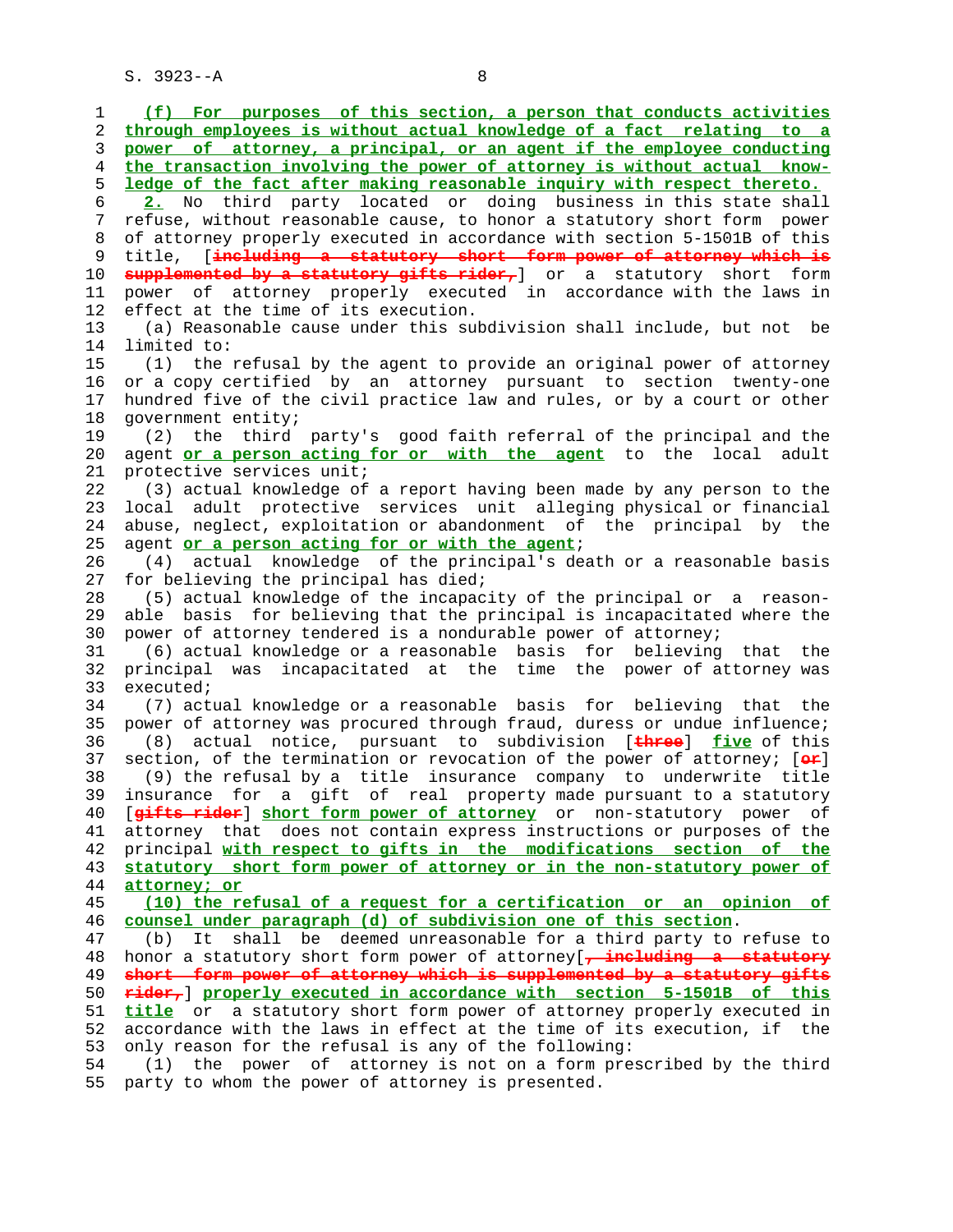(f) For purposes of this section, a person that conducts activities through employees is without actual knowledge of a fact relating to a power of attorney, a principal, or an agent if the employee conducting the transaction involving the power of attorney is without actual knowledge of the fact after making reasonable inquiry with respect thereto.

2. No third party located or doing business in this state shall refuse, without reasonable cause, to honor a statutory short form power of attorney properly executed in accordance with section 5-1501B of this title, [including a statutory short form power of attorney which is supplemented by a statutory gifts rider,] or a statutory short form power of attorney properly executed in accordance with the laws in effect at the time of its execution.

(a) Reasonable cause under this subdivision shall include, but not be limited to:

(1) the refusal by the agent to provide an original power of attorney or a copy certified by an attorney pursuant to section twenty-one hundred five of the civil practice law and rules, or by a court or other government entity;

(2) the third party's good faith referral of the principal and the agent or a person acting for or with the agent to the local adult protective services unit;

(3) actual knowledge of a report having been made by any person to the local adult protective services unit alleging physical or financial abuse, neglect, exploitation or abandonment of the principal by the agent or a person acting for or with the agent;

(4) actual knowledge of the principal's death or a reasonable basis for believing the principal has died;

(5) actual knowledge of the incapacity of the principal or a reasonable basis for believing that the principal is incapacitated where the power of attorney tendered is a nondurable power of attorney;

(6) actual knowledge or a reasonable basis for believing that the principal was incapacitated at the time the power of attorney was executed;

(7) actual knowledge or a reasonable basis for believing that the power of attorney was procured through fraud, duress or undue influence;

(8) actual notice, pursuant to subdivision [three] five of this section, of the termination or revocation of the power of attorney; [or]

(9) the refusal by a title insurance company to underwrite title insurance for a gift of real property made pursuant to a statutory [gifts rider] short form power of attorney or non-statutory power of attorney that does not contain express instructions or purposes of the principal with respect to gifts in the modifications section of the statutory short form power of attorney or in the non-statutory power of attorney; or

(10) the refusal of a request for a certification or an opinion of counsel under paragraph (d) of subdivision one of this section.

(b) It shall be deemed unreasonable for a third party to refuse to honor a statutory short form power of attorney[, including a statutory short form power of attorney which is supplemented by a statutory gifts rider,] properly executed in accordance with section 5-1501B of this title or a statutory short form power of attorney properly executed in accordance with the laws in effect at the time of its execution, if the only reason for the refusal is any of the following:

(1) the power of attorney is not on a form prescribed by the third party to whom the power of attorney is presented.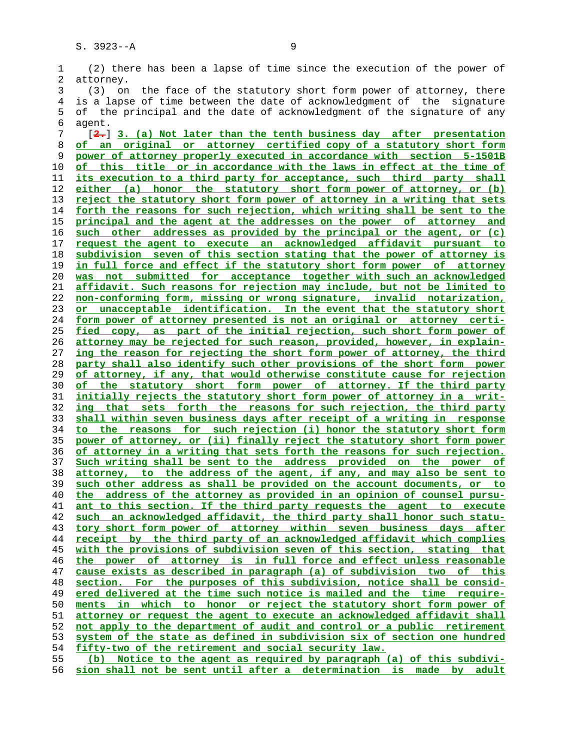(2) there has been a lapse of time since the execution of the power of attorney.

(3) on the face of the statutory short form power of attorney, there is a lapse of time between the date of acknowledgment of the signature of the principal and the date of acknowledgment of the signature of any agent.

[~~2.~~] **3. (a) Not later than the tenth business day after presentation of an original or attorney certified copy of a statutory short form power of attorney properly executed in accordance with section 5-1501B of this title or in accordance with the laws in effect at the time of its execution to a third party for acceptance, such third party shall either (a) honor the statutory short form power of attorney, or (b) reject the statutory short form power of attorney in a writing that sets forth the reasons for such rejection, which writing shall be sent to the principal and the agent at the addresses on the power of attorney and such other addresses as provided by the principal or the agent, or (c) request the agent to execute an acknowledged affidavit pursuant to subdivision seven of this section stating that the power of attorney is in full force and effect if the statutory short form power of attorney was not submitted for acceptance together with such an acknowledged affidavit. Such reasons for rejection may include, but not be limited to non-conforming form, missing or wrong signature, invalid notarization, or unacceptable identification. In the event that the statutory short form power of attorney presented is not an original or attorney certified copy, as part of the initial rejection, such short form power of attorney may be rejected for such reason, provided, however, in explaining the reason for rejecting the short form power of attorney, the third party shall also identify such other provisions of the short form power of attorney, if any, that would otherwise constitute cause for rejection of the statutory short form power of attorney. If the third party initially rejects the statutory short form power of attorney in a writing that sets forth the reasons for such rejection, the third party shall within seven business days after receipt of a writing in response to the reasons for such rejection (i) honor the statutory short form power of attorney, or (ii) finally reject the statutory short form power of attorney in a writing that sets forth the reasons for such rejection. Such writing shall be sent to the address provided on the power of attorney, to the address of the agent, if any, and may also be sent to such other address as shall be provided on the account documents, or to the address of the attorney as provided in an opinion of counsel pursuant to this section. If the third party requests the agent to execute such an acknowledged affidavit, the third party shall honor such statutory short form power of attorney within seven business days after receipt by the third party of an acknowledged affidavit which complies with the provisions of subdivision seven of this section, stating that the power of attorney is in full force and effect unless reasonable cause exists as described in paragraph (a) of subdivision two of this section. For the purposes of this subdivision, notice shall be considered delivered at the time such notice is mailed and the time requirements in which to honor or reject the statutory short form power of attorney or request the agent to execute an acknowledged affidavit shall not apply to the department of audit and control or a public retirement system of the state as defined in subdivision six of section one hundred fifty-two of the retirement and social security law.**

**(b) Notice to the agent as required by paragraph (a) of this subdivision shall not be sent until after a determination is made by adult**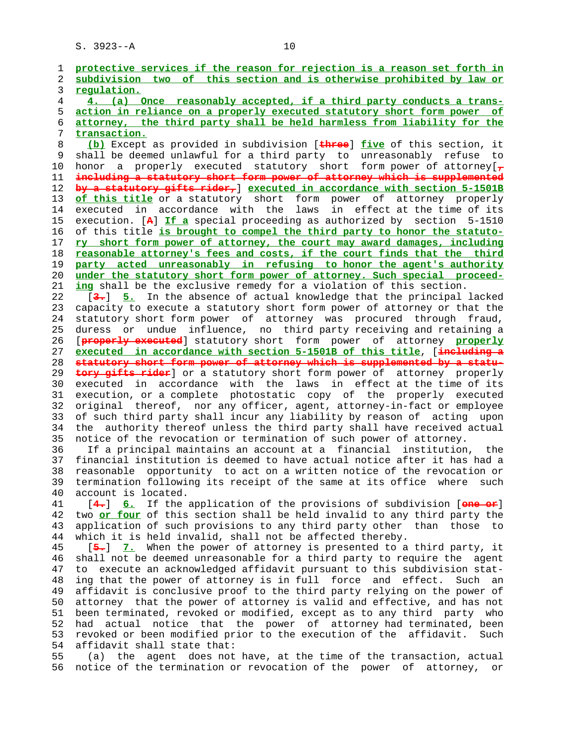protective services if the reason for rejection is a reason set forth in subdivision two of this section and is otherwise prohibited by law or regulation.

4. (a) Once reasonably accepted, if a third party conducts a transaction in reliance on a properly executed statutory short form power of attorney, the third party shall be held harmless from liability for the transaction.

(b) Except as provided in subdivision [three] five of this section, it shall be deemed unlawful for a third party to unreasonably refuse to honor a properly executed statutory short form power of attorney[, including a statutory short form power of attorney which is supplemented by a statutory gifts rider,] executed in accordance with section 5-1501B of this title or a statutory short form power of attorney properly executed in accordance with the laws in effect at the time of its execution. [A] If a special proceeding as authorized by section 5-1510 of this title is brought to compel the third party to honor the statutory short form power of attorney, the court may award damages, including reasonable attorney's fees and costs, if the court finds that the third party acted unreasonably in refusing to honor the agent's authority under the statutory short form power of attorney. Such special proceeding shall be the exclusive remedy for a violation of this section.

[3.] 5. In the absence of actual knowledge that the principal lacked capacity to execute a statutory short form power of attorney or that the statutory short form power of attorney was procured through fraud, duress or undue influence, no third party receiving and retaining a [properly executed] statutory short form power of attorney properly executed in accordance with section 5-1501B of this title, [including a statutory short form power of attorney which is supplemented by a statutory gifts rider] or a statutory short form power of attorney properly executed in accordance with the laws in effect at the time of its execution, or a complete photostatic copy of the properly executed original thereof, nor any officer, agent, attorney-in-fact or employee of such third party shall incur any liability by reason of acting upon the authority thereof unless the third party shall have received actual notice of the revocation or termination of such power of attorney.

If a principal maintains an account at a financial institution, the financial institution is deemed to have actual notice after it has had a reasonable opportunity to act on a written notice of the revocation or termination following its receipt of the same at its office where such account is located.

[4.] 6. If the application of the provisions of subdivision [one or] two or four of this section shall be held invalid to any third party the application of such provisions to any third party other than those to which it is held invalid, shall not be affected thereby.

[5.] 7. When the power of attorney is presented to a third party, it shall not be deemed unreasonable for a third party to require the agent to execute an acknowledged affidavit pursuant to this subdivision stating that the power of attorney is in full force and effect. Such an affidavit is conclusive proof to the third party relying on the power of attorney that the power of attorney is valid and effective, and has not been terminated, revoked or modified, except as to any third party who had actual notice that the power of attorney had terminated, been revoked or been modified prior to the execution of the affidavit. Such affidavit shall state that:

(a) the agent does not have, at the time of the transaction, actual notice of the termination or revocation of the power of attorney, or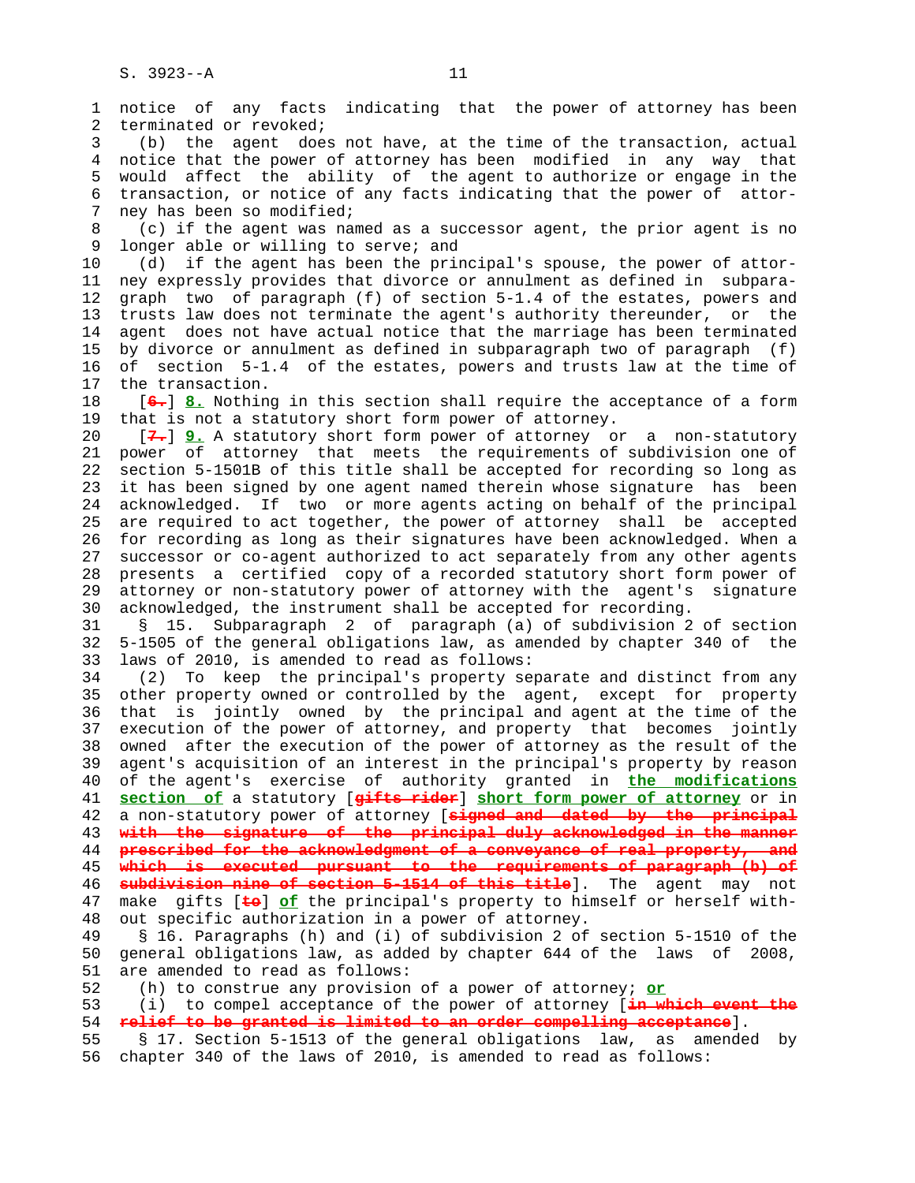notice of any facts indicating that the power of attorney has been terminated or revoked;

(b) the agent does not have, at the time of the transaction, actual notice that the power of attorney has been modified in any way that would affect the ability of the agent to authorize or engage in the transaction, or notice of any facts indicating that the power of attorney has been so modified;

(c) if the agent was named as a successor agent, the prior agent is no longer able or willing to serve; and

(d) if the agent has been the principal's spouse, the power of attorney expressly provides that divorce or annulment as defined in subparagraph two of paragraph (f) of section 5-1.4 of the estates, powers and trusts law does not terminate the agent's authority thereunder, or the agent does not have actual notice that the marriage has been terminated by divorce or annulment as defined in subparagraph two of paragraph (f) of section 5-1.4 of the estates, powers and trusts law at the time of the transaction.

[~~6.~~] **8.** Nothing in this section shall require the acceptance of a form that is not a statutory short form power of attorney.

[~~7.~~] **9.** A statutory short form power of attorney or a non-statutory power of attorney that meets the requirements of subdivision one of section 5-1501B of this title shall be accepted for recording so long as it has been signed by one agent named therein whose signature has been acknowledged. If two or more agents acting on behalf of the principal are required to act together, the power of attorney shall be accepted for recording as long as their signatures have been acknowledged. When a successor or co-agent authorized to act separately from any other agents presents a certified copy of a recorded statutory short form power of attorney or non-statutory power of attorney with the agent's signature acknowledged, the instrument shall be accepted for recording.

§ 15. Subparagraph 2 of paragraph (a) of subdivision 2 of section 5-1505 of the general obligations law, as amended by chapter 340 of the laws of 2010, is amended to read as follows:

(2) To keep the principal's property separate and distinct from any other property owned or controlled by the agent, except for property that is jointly owned by the principal and agent at the time of the execution of the power of attorney, and property that becomes jointly owned after the execution of the power of attorney as the result of the agent's acquisition of an interest in the principal's property by reason of the agent's exercise of authority granted in **the modifications section of** a statutory [~~gifts rider~~] **short form power of attorney** or in a non-statutory power of attorney [~~signed and dated by the principal with the signature of the principal duly acknowledged in the manner prescribed for the acknowledgment of a conveyance of real property, and which is executed pursuant to the requirements of paragraph (b) of subdivision nine of section 5-1514 of this title~~]. The agent may not make gifts [~~to~~] **of** the principal's property to himself or herself without specific authorization in a power of attorney.

§ 16. Paragraphs (h) and (i) of subdivision 2 of section 5-1510 of the general obligations law, as added by chapter 644 of the laws of 2008, are amended to read as follows:

(h) to construe any provision of a power of attorney; **or**

(i) to compel acceptance of the power of attorney [~~in which event the relief to be granted is limited to an order compelling acceptance~~].

§ 17. Section 5-1513 of the general obligations law, as amended by chapter 340 of the laws of 2010, is amended to read as follows: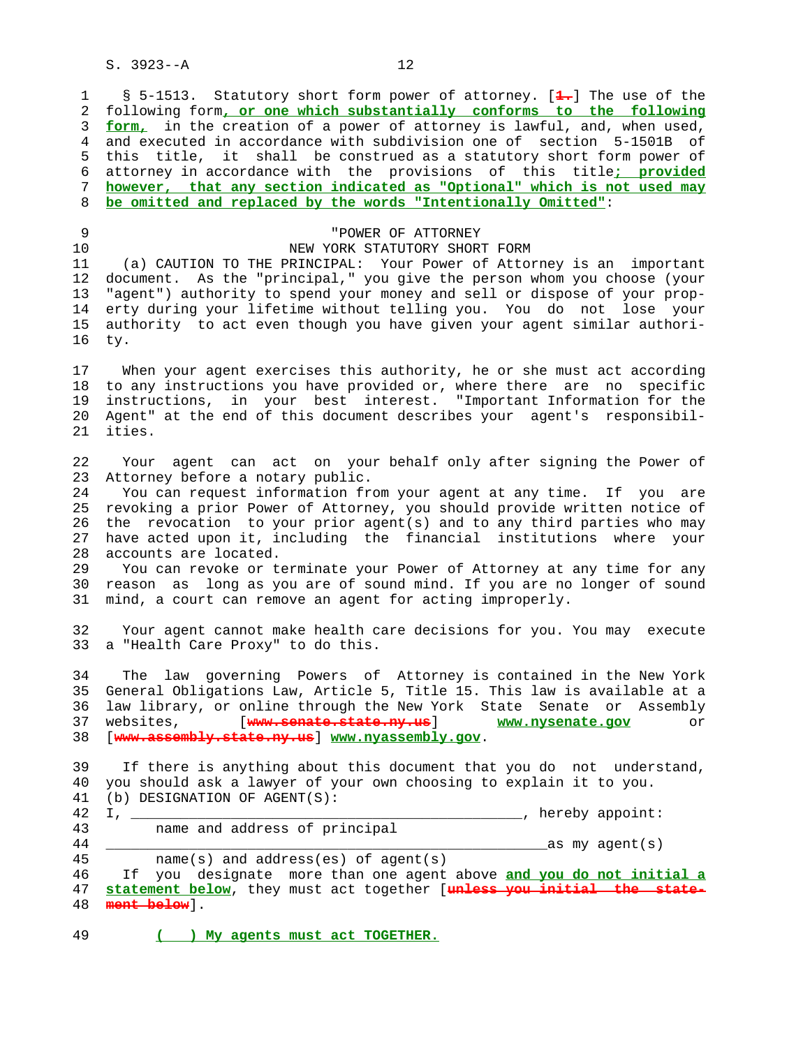§ 5-1513. Statutory short form power of attorney. [~~1.~~] The use of the following form**, or one which substantially conforms to the following form,** in the creation of a power of attorney is lawful, and, when used, and executed in accordance with subdivision one of section 5-1501B of this title, it shall be construed as a statutory short form power of attorney in accordance with the provisions of this title**; provided however, that any section indicated as "Optional" which is not used may be omitted and replaced by the words "Intentionally Omitted"**:

"POWER OF ATTORNEY
NEW YORK STATUTORY SHORT FORM

(a) CAUTION TO THE PRINCIPAL: Your Power of Attorney is an important document. As the "principal," you give the person whom you choose (your "agent") authority to spend your money and sell or dispose of your property during your lifetime without telling you. You do not lose your authority to act even though you have given your agent similar authority.

When your agent exercises this authority, he or she must act according to any instructions you have provided or, where there are no specific instructions, in your best interest. "Important Information for the Agent" at the end of this document describes your agent's responsibilities.

Your agent can act on your behalf only after signing the Power of Attorney before a notary public.

You can request information from your agent at any time. If you are revoking a prior Power of Attorney, you should provide written notice of the revocation to your prior agent(s) and to any third parties who may have acted upon it, including the financial institutions where your accounts are located.

You can revoke or terminate your Power of Attorney at any time for any reason as long as you are of sound mind. If you are no longer of sound mind, a court can remove an agent for acting improperly.

Your agent cannot make health care decisions for you. You may execute a "Health Care Proxy" to do this.

The law governing Powers of Attorney is contained in the New York General Obligations Law, Article 5, Title 15. This law is available at a law library, or online through the New York State Senate or Assembly websites, [~~www.senate.state.ny.us~~] **www.nysenate.gov** or [~~www.assembly.state.ny.us~~] **www.nyassembly.gov**.

If there is anything about this document that you do not understand, you should ask a lawyer of your own choosing to explain it to you.

(b) DESIGNATION OF AGENT(S):

I, ________________________________________________, hereby appoint:
name and address of principal

_______________________________________________________as my agent(s)
name(s) and address(es) of agent(s)

If you designate more than one agent above **and you do not initial a statement below**, they must act together [~~unless you initial the statement below~~].

**(   ) My agents must act TOGETHER.**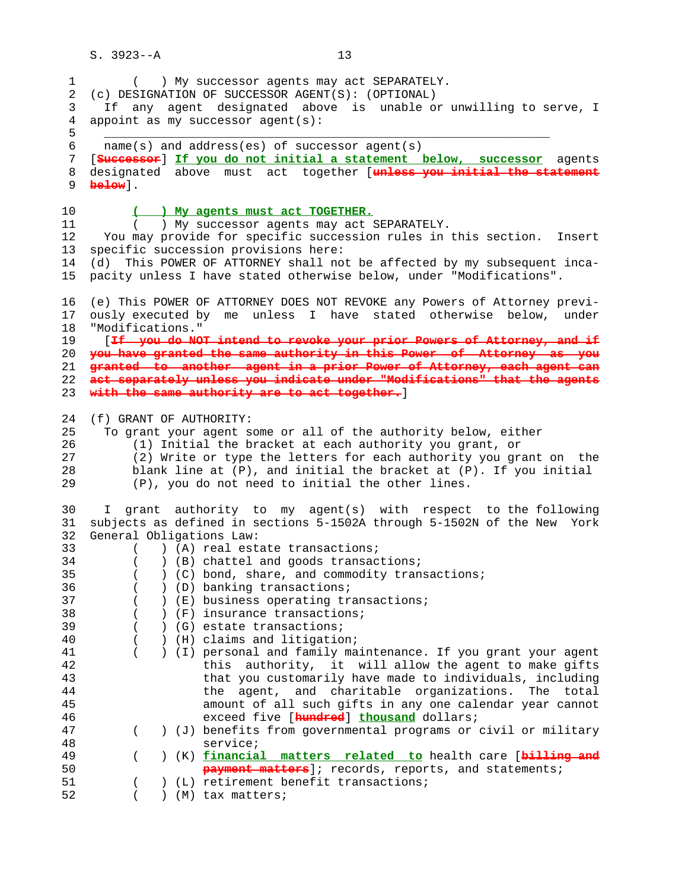( ) My successor agents may act SEPARATELY.

(c) DESIGNATION OF SUCCESSOR AGENT(S): (OPTIONAL)

If any agent designated above is unable or unwilling to serve, I appoint as my successor agent(s):

_______________________________________________________________

name(s) and address(es) of successor agent(s)

[~~Successor~~] **If you do not initial a statement below, successor** agents designated above must act together [~~unless you initial the statement below~~].

**( ) My agents must act TOGETHER.**

( ) My successor agents may act SEPARATELY.

You may provide for specific succession rules in this section. Insert specific succession provisions here:

(d) This POWER OF ATTORNEY shall not be affected by my subsequent incapacity unless I have stated otherwise below, under "Modifications".

(e) This POWER OF ATTORNEY DOES NOT REVOKE any Powers of Attorney previously executed by me unless I have stated otherwise below, under "Modifications."

[~~If you do NOT intend to revoke your prior Powers of Attorney, and if you have granted the same authority in this Power of Attorney as you granted to another agent in a prior Power of Attorney, each agent can act separately unless you indicate under "Modifications" that the agents with the same authority are to act together.~~]

(f) GRANT OF AUTHORITY:

To grant your agent some or all of the authority below, either

(1) Initial the bracket at each authority you grant, or

(2) Write or type the letters for each authority you grant on the blank line at (P), and initial the bracket at (P). If you initial (P), you do not need to initial the other lines.

I grant authority to my agent(s) with respect to the following subjects as defined in sections 5-1502A through 5-1502N of the New York General Obligations Law:

( ) (A) real estate transactions;

( ) (B) chattel and goods transactions;

( ) (C) bond, share, and commodity transactions;

( ) (D) banking transactions;

( ) (E) business operating transactions;

( ) (F) insurance transactions;

( ) (G) estate transactions;

( ) (H) claims and litigation;

( ) (I) personal and family maintenance. If you grant your agent this authority, it will allow the agent to make gifts that you customarily have made to individuals, including the agent, and charitable organizations. The total amount of all such gifts in any one calendar year cannot exceed five [~~hundred~~] **thousand** dollars;

( ) (J) benefits from governmental programs or civil or military service;

( ) (K) **financial matters related to** health care [~~billing and payment matters~~]; records, reports, and statements;

( ) (L) retirement benefit transactions;

( ) (M) tax matters;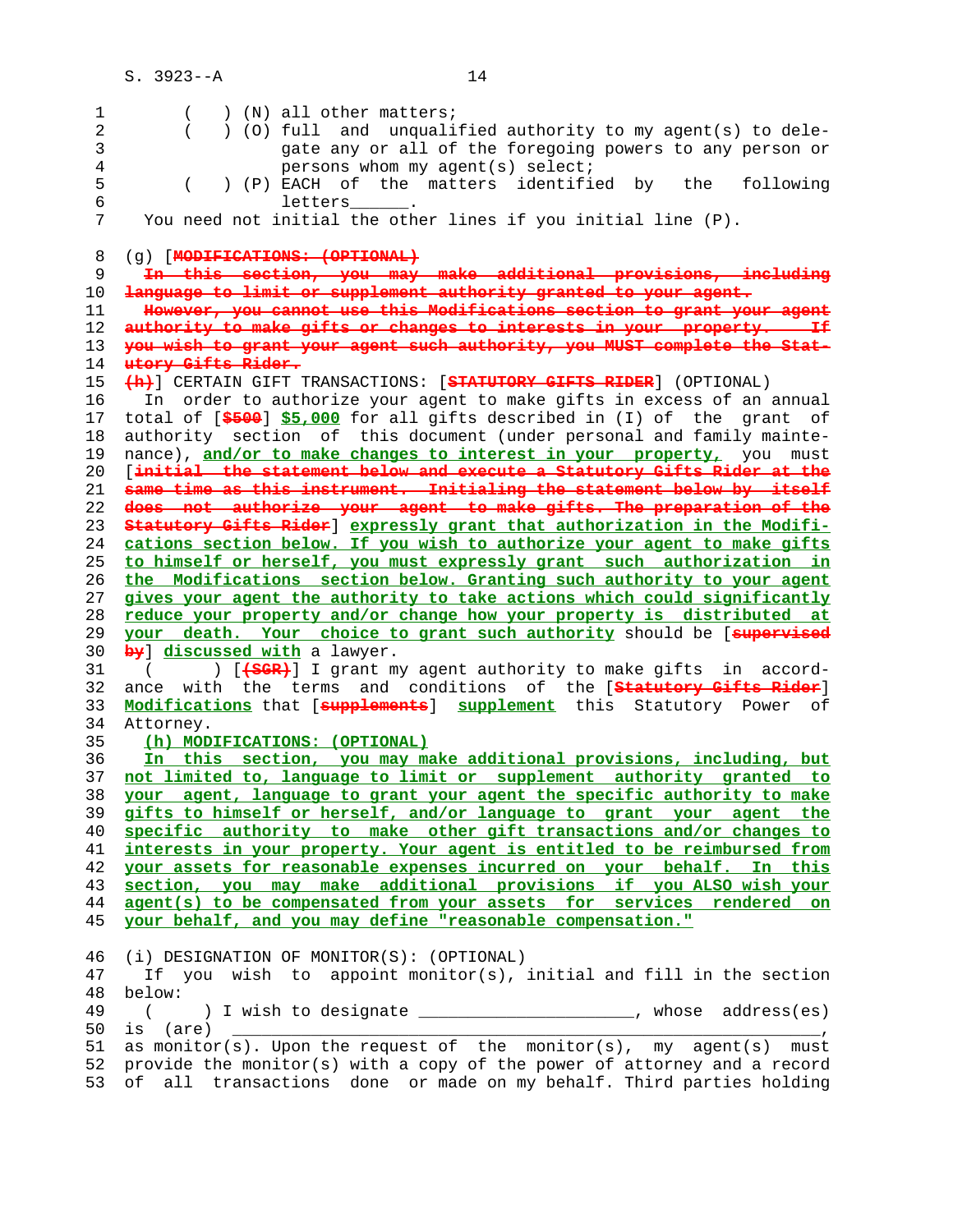( ) (N) all other matters;
( ) (O) full and unqualified authority to my agent(s) to delegate any or all of the foregoing powers to any person or persons whom my agent(s) select;
( ) (P) EACH of the matters identified by the following letters______.
You need not initial the other lines if you initial line (P).

(g) [~~MODIFICATIONS: (OPTIONAL)~~
~~In this section, you may make additional provisions, including language to limit or supplement authority granted to your agent.~~
~~However, you cannot use this Modifications section to grant your agent authority to make gifts or changes to interests in your property. If you wish to grant your agent such authority, you MUST complete the Statutory Gifts Rider.~~
~~(h)~~] CERTAIN GIFT TRANSACTIONS: [~~STATUTORY GIFTS RIDER~~] (OPTIONAL)
In order to authorize your agent to make gifts in excess of an annual total of [~~$500~~] <u>$5,000</u> for all gifts described in (I) of the grant of authority section of this document (under personal and family maintenance), <u>and/or to make changes to interest in your property,</u> you must [~~initial the statement below and execute a Statutory Gifts Rider at the same time as this instrument. Initialing the statement below by itself does not authorize your agent to make gifts. The preparation of the Statutory Gifts Rider~~] <u>expressly grant that authorization in the Modifications section below. If you wish to authorize your agent to make gifts to himself or herself, you must expressly grant such authorization in the Modifications section below. Granting such authority to your agent gives your agent the authority to take actions which could significantly reduce your property and/or change how your property is distributed at your death. Your choice to grant such authority</u> should be [~~supervised by~~] <u>discussed with</u> a lawyer.
( ) [~~(SGR)~~] I grant my agent authority to make gifts in accordance with the terms and conditions of the [~~Statutory Gifts Rider~~] <u>Modifications</u> that [~~supplements~~] <u>supplement</u> this Statutory Power of Attorney.
<u>(h) MODIFICATIONS: (OPTIONAL)</u>
<u>In this section, you may make additional provisions, including, but not limited to, language to limit or supplement authority granted to your agent, language to grant your agent the specific authority to make gifts to himself or herself, and/or language to grant your agent the specific authority to make other gift transactions and/or changes to interests in your property. Your agent is entitled to be reimbursed from your assets for reasonable expenses incurred on your behalf. In this section, you may make additional provisions if you ALSO wish your agent(s) to be compensated from your assets for services rendered on your behalf, and you may define "reasonable compensation."</u>

(i) DESIGNATION OF MONITOR(S): (OPTIONAL)
If you wish to appoint monitor(s), initial and fill in the section below:
( ) I wish to designate ____________________, whose address(es) is (are) ____________________________________________________________, as monitor(s). Upon the request of the monitor(s), my agent(s) must provide the monitor(s) with a copy of the power of attorney and a record of all transactions done or made on my behalf. Third parties holding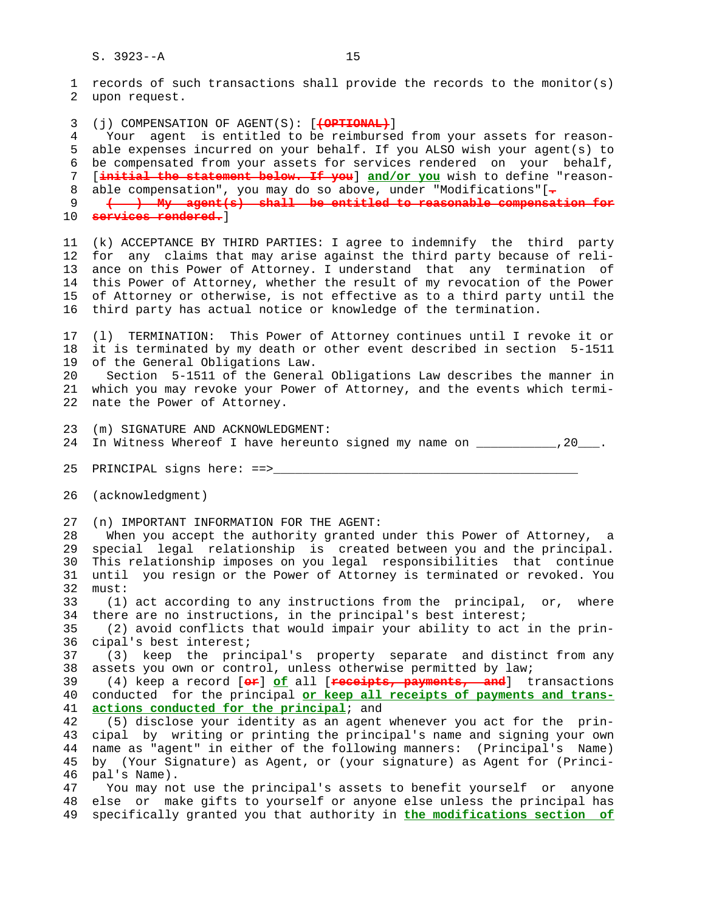records of such transactions shall provide the records to the monitor(s) upon request.

(j) COMPENSATION OF AGENT(S): [~~(OPTIONAL)~~]
  Your agent is entitled to be reimbursed from your assets for reasonable expenses incurred on your behalf. If you ALSO wish your agent(s) to be compensated from your assets for services rendered on your behalf, [~~initial the statement below. If you~~] **and/or you** wish to define "reasonable compensation", you may do so above, under "Modifications"[~~.~~
  ~~(   ) My agent(s) shall be entitled to reasonable compensation for services rendered.~~]

(k) ACCEPTANCE BY THIRD PARTIES: I agree to indemnify the third party for any claims that may arise against the third party because of reliance on this Power of Attorney. I understand that any termination of this Power of Attorney, whether the result of my revocation of the Power of Attorney or otherwise, is not effective as to a third party until the third party has actual notice or knowledge of the termination.

(l) TERMINATION: This Power of Attorney continues until I revoke it or it is terminated by my death or other event described in section 5-1511 of the General Obligations Law.
  Section 5-1511 of the General Obligations Law describes the manner in which you may revoke your Power of Attorney, and the events which terminate the Power of Attorney.

(m) SIGNATURE AND ACKNOWLEDGMENT:
In Witness Whereof I have hereunto signed my name on ___________,20___.

PRINCIPAL signs here: ==>__________________________________________

(acknowledgment)

(n) IMPORTANT INFORMATION FOR THE AGENT:
  When you accept the authority granted under this Power of Attorney, a special legal relationship is created between you and the principal. This relationship imposes on you legal responsibilities that continue until you resign or the Power of Attorney is terminated or revoked. You must:
  (1) act according to any instructions from the principal, or, where there are no instructions, in the principal's best interest;
  (2) avoid conflicts that would impair your ability to act in the principal's best interest;
  (3) keep the principal's property separate and distinct from any assets you own or control, unless otherwise permitted by law;
  (4) keep a record [~~or~~] **of** all [~~receipts, payments, and~~] transactions conducted for the principal **or keep all receipts of payments and transactions conducted for the principal**; and
  (5) disclose your identity as an agent whenever you act for the principal by writing or printing the principal's name and signing your own name as "agent" in either of the following manners: (Principal's Name) by (Your Signature) as Agent, or (your signature) as Agent for (Principal's Name).
  You may not use the principal's assets to benefit yourself or anyone else or make gifts to yourself or anyone else unless the principal has specifically granted you that authority in **the modifications section of**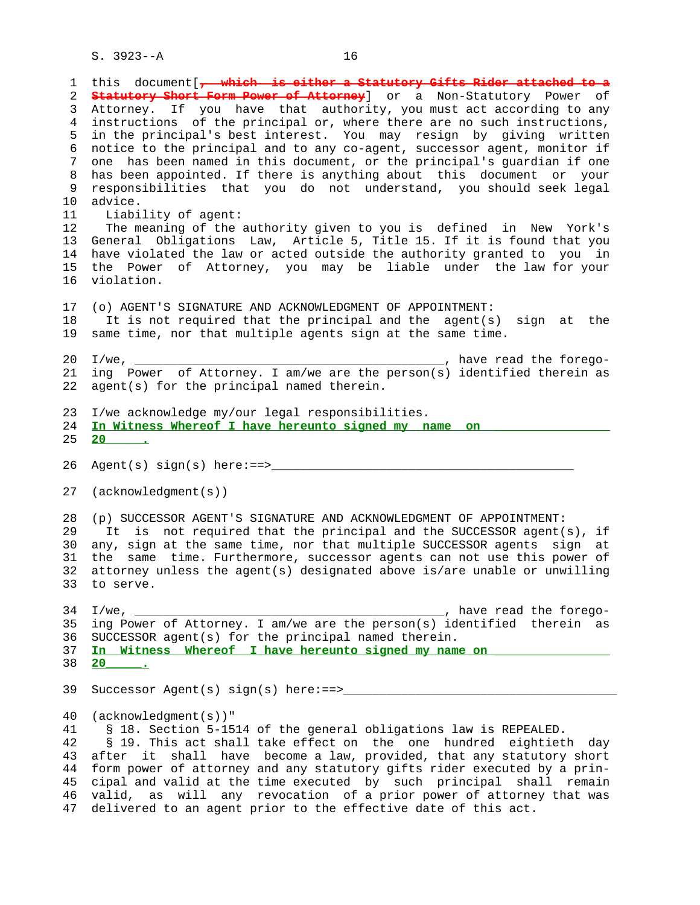this document[~~, which is either a Statutory Gifts Rider attached to a Statutory Short Form Power of Attorney~~] or a Non-Statutory Power of Attorney. If you have that authority, you must act according to any instructions of the principal or, where there are no such instructions, in the principal's best interest. You may resign by giving written notice to the principal and to any co-agent, successor agent, monitor if one has been named in this document, or the principal's guardian if one has been appointed. If there is anything about this document or your responsibilities that you do not understand, you should seek legal advice.

Liability of agent:

The meaning of the authority given to you is defined in New York's General Obligations Law, Article 5, Title 15. If it is found that you have violated the law or acted outside the authority granted to you in the Power of Attorney, you may be liable under the law for your violation.

(o) AGENT'S SIGNATURE AND ACKNOWLEDGMENT OF APPOINTMENT:

It is not required that the principal and the agent(s) sign at the same time, nor that multiple agents sign at the same time.

I/we, ____________________________________________, have read the foregoing Power of Attorney. I am/we are the person(s) identified therein as agent(s) for the principal named therein.

I/we acknowledge my/our legal responsibilities.
**In Witness Whereof I have hereunto signed my name on ________________ 20_____.**

Agent(s) sign(s) here:==>_________________________________________

(acknowledgment(s))

(p) SUCCESSOR AGENT'S SIGNATURE AND ACKNOWLEDGMENT OF APPOINTMENT:

It is not required that the principal and the SUCCESSOR agent(s), if any, sign at the same time, nor that multiple SUCCESSOR agents sign at the same time. Furthermore, successor agents can not use this power of attorney unless the agent(s) designated above is/are unable or unwilling to serve.

I/we, ____________________________________________, have read the foregoing Power of Attorney. I am/we are the person(s) identified therein as SUCCESSOR agent(s) for the principal named therein.
**In Witness Whereof I have hereunto signed my name on ________________ 20_____.**

Successor Agent(s) sign(s) here:==>_____________________________________

(acknowledgment(s))"

§ 18. Section 5-1514 of the general obligations law is REPEALED.

§ 19. This act shall take effect on the one hundred eightieth day after it shall have become a law, provided, that any statutory short form power of attorney and any statutory gifts rider executed by a principal and valid at the time executed by such principal shall remain valid, as will any revocation of a prior power of attorney that was delivered to an agent prior to the effective date of this act.